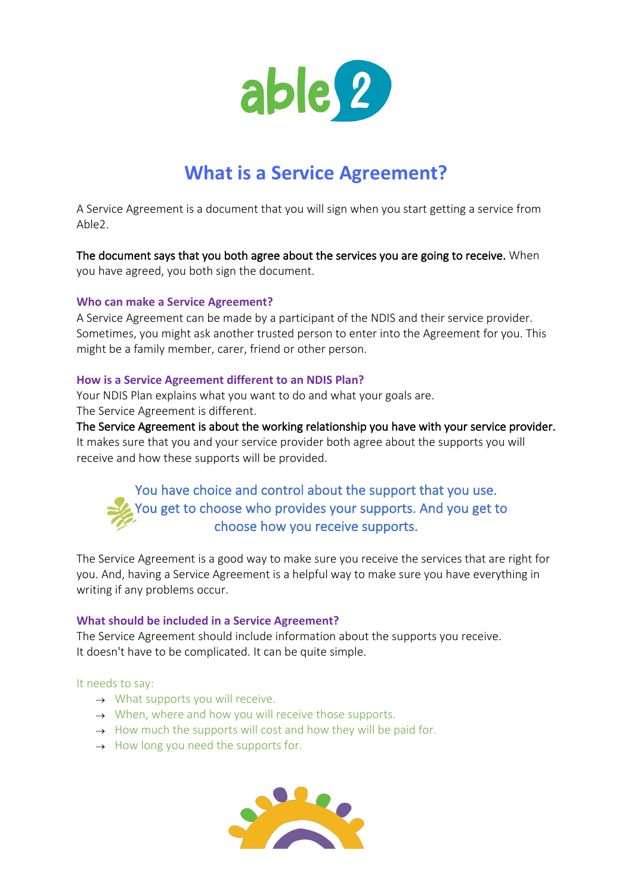# What is a Service Agreement?

A Service Agreement is a document that you will sign when you start getting a service from Able2.

**The document says that you both agree about the services you are going to receive.** When you have agreed, you both sign the document.

### Who can make a Service Agreement?

A Service Agreement can be made by a participant of the NDIS and their service provider. Sometimes, you might ask another trusted person to enter into the Agreement for you. This might be a family member, carer, friend or other person.

### How is a Service Agreement different to an NDIS Plan?

Your NDIS Plan explains what you want to do and what your goals are.
The Service Agreement is different.
**The Service Agreement is about the working relationship you have with your service provider.** It makes sure that you and your service provider both agree about the supports you will receive and how these supports will be provided.

> You have choice and control about the support that you use. You get to choose who provides your supports. And you get to choose how you receive supports.

The Service Agreement is a good way to make sure you receive the services that are right for you. And, having a Service Agreement is a helpful way to make sure you have everything in writing if any problems occur.

### What should be included in a Service Agreement?

The Service Agreement should include information about the supports you receive.
It doesn't have to be complicated. It can be quite simple.

It needs to say:

- → What supports you will receive.
- → When, where and how you will receive those supports.
- → How much the supports will cost and how they will be paid for.
- → How long you need the supports for.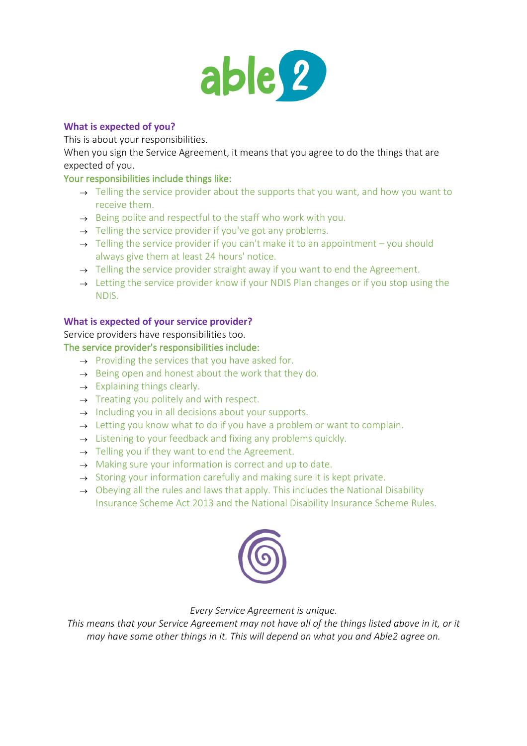### What is expected of you?

This is about your responsibilities.

When you sign the Service Agreement, it means that you agree to do the things that are expected of you.

#### Your responsibilities include things like:

- → Telling the service provider about the supports that you want, and how you want to receive them.
- → Being polite and respectful to the staff who work with you.
- → Telling the service provider if you've got any problems.
- → Telling the service provider if you can't make it to an appointment – you should always give them at least 24 hours' notice.
- → Telling the service provider straight away if you want to end the Agreement.
- → Letting the service provider know if your NDIS Plan changes or if you stop using the NDIS.

### What is expected of your service provider?

Service providers have responsibilities too.

#### The service provider's responsibilities include:

- → Providing the services that you have asked for.
- → Being open and honest about the work that they do.
- → Explaining things clearly.
- → Treating you politely and with respect.
- → Including you in all decisions about your supports.
- → Letting you know what to do if you have a problem or want to complain.
- → Listening to your feedback and fixing any problems quickly.
- → Telling you if they want to end the Agreement.
- → Making sure your information is correct and up to date.
- → Storing your information carefully and making sure it is kept private.
- → Obeying all the rules and laws that apply. This includes the National Disability Insurance Scheme Act 2013 and the National Disability Insurance Scheme Rules.

*Every Service Agreement is unique.*

*This means that your Service Agreement may not have all of the things listed above in it, or it may have some other things in it. This will depend on what you and Able2 agree on.*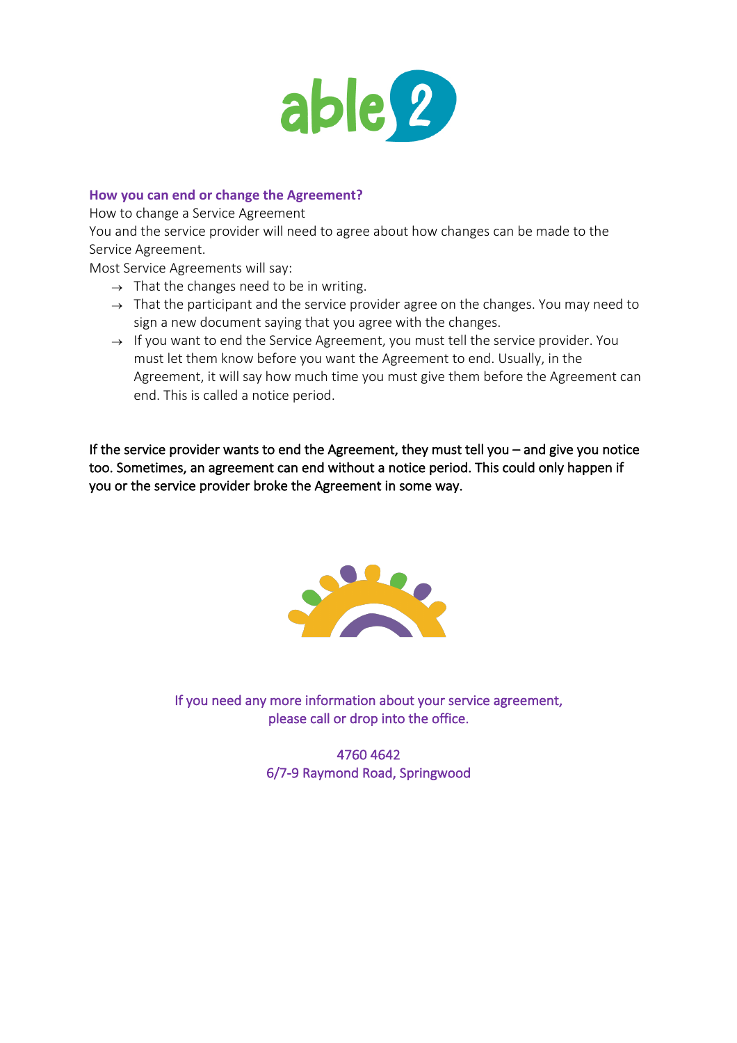### How you can end or change the Agreement?

How to change a Service Agreement

You and the service provider will need to agree about how changes can be made to the Service Agreement.

Most Service Agreements will say:

- That the changes need to be in writing.
- That the participant and the service provider agree on the changes. You may need to sign a new document saying that you agree with the changes.
- If you want to end the Service Agreement, you must tell the service provider. You must let them know before you want the Agreement to end. Usually, in the Agreement, it will say how much time you must give them before the Agreement can end. This is called a notice period.

If the service provider wants to end the Agreement, they must tell you – and give you notice too. Sometimes, an agreement can end without a notice period. This could only happen if you or the service provider broke the Agreement in some way.

If you need any more information about your service agreement, please call or drop into the office.

4760 4642
6/7-9 Raymond Road, Springwood